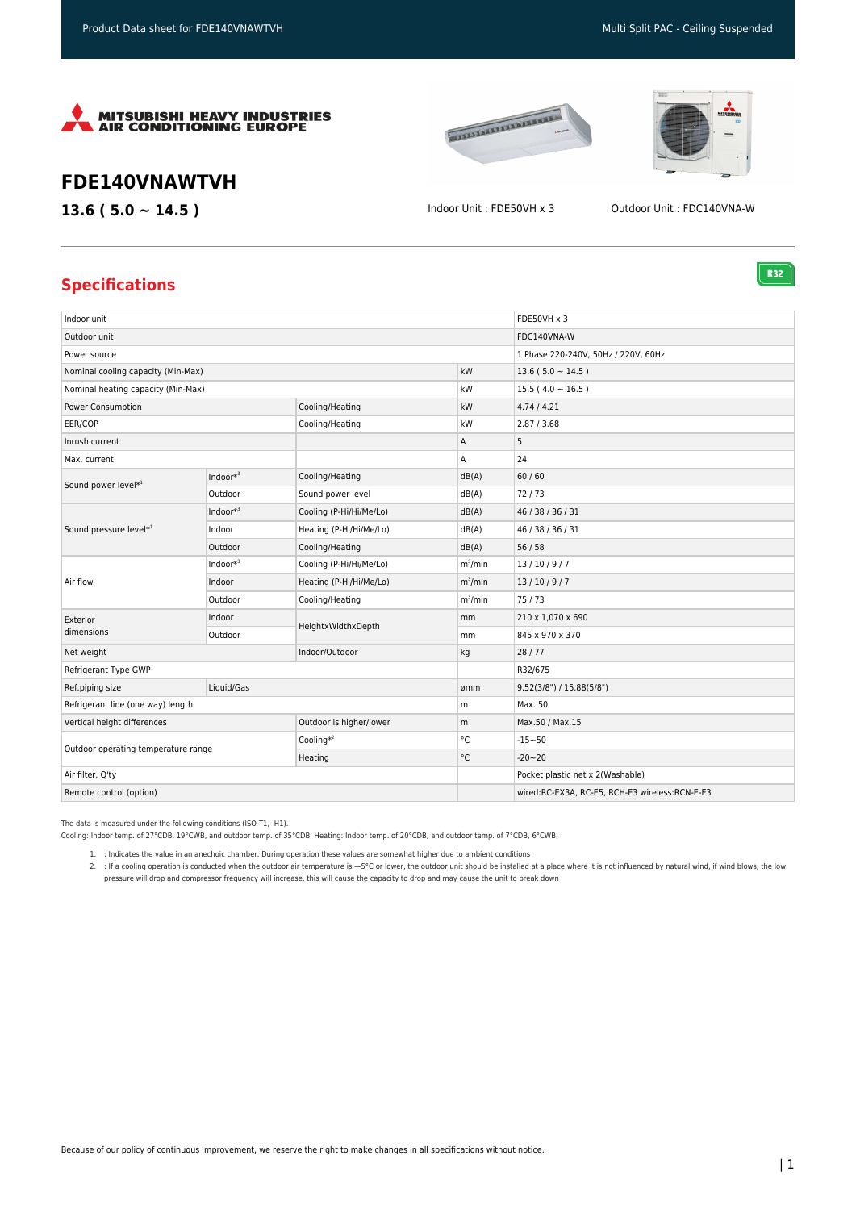MITSUBISHI HEAVY INDUSTRIES AIR CONDITIONING EUROPE

# FDE140VNAWTVH

**13.6 ( 5.0 ~ 14.5 )**

Indoor Unit : FDE50VH x 3

Outdoor Unit : FDC140VNA-W

## Specifications

R32

| | | | | |
|---|---|---|---|---|
| Indoor unit | | | | FDE50VH x 3 |
| Outdoor unit | | | | FDC140VNA-W |
| Power source | | | | 1 Phase 220-240V, 50Hz / 220V, 60Hz |
| Nominal cooling capacity (Min-Max) | | | kW | 13.6 ( 5.0 ~ 14.5 ) |
| Nominal heating capacity (Min-Max) | | | kW | 15.5 ( 4.0 ~ 16.5 ) |
| Power Consumption | | Cooling/Heating | kW | 4.74 / 4.21 |
| EER/COP | | Cooling/Heating | kW | 2.87 / 3.68 |
| Inrush current | | | A | 5 |
| Max. current | | | A | 24 |
| Sound power level*[1] | Indoor*[3] | Cooling/Heating | dB(A) | 60 / 60 |
| | Outdoor | Sound power level | dB(A) | 72 / 73 |
| Sound pressure level*[1] | Indoor*[3] | Cooling (P-Hi/Hi/Me/Lo) | dB(A) | 46 / 38 / 36 / 31 |
| | Indoor | Heating (P-Hi/Hi/Me/Lo) | dB(A) | 46 / 38 / 36 / 31 |
| | Outdoor | Cooling/Heating | dB(A) | 56 / 58 |
| Air flow | Indoor*[3] | Cooling (P-Hi/Hi/Me/Lo) | $m^3$/min | 13 / 10 / 9 / 7 |
| | Indoor | Heating (P-Hi/Hi/Me/Lo) | $m^3$/min | 13 / 10 / 9 / 7 |
| | Outdoor | Cooling/Heating | $m^3$/min | 75 / 73 |
| Exterior dimensions | Indoor | HeightxWidthxDepth | mm | 210 x 1,070 x 690 |
| | Outdoor | | mm | 845 x 970 x 370 |
| Net weight | | Indoor/Outdoor | kg | 28 / 77 |
| Refrigerant Type GWP | | | | R32/675 |
| Ref.piping size | Liquid/Gas | | ømm | 9.52(3/8") / 15.88(5/8") |
| Refrigerant line (one way) length | | | m | Max. 50 |
| Vertical height differences | | Outdoor is higher/lower | m | Max.50 / Max.15 |
| Outdoor operating temperature range | | Cooling*[2] | °C | -15~50 |
| | | Heating | °C | -20~20 |
| Air filter, Q'ty | | | | Pocket plastic net x 2(Washable) |
| Remote control (option) | | | | wired:RC-EX3A, RC-E5, RCH-E3 wireless:RCN-E-E3 |

The data is measured under the following conditions (ISO-T1, -H1).
Cooling: Indoor temp. of 27°CDB, 19°CWB, and outdoor temp. of 35°CDB. Heating: Indoor temp. of 20°CDB, and outdoor temp. of 7°CDB, 6°CWB.

1. : Indicates the value in an anechoic chamber. During operation these values are somewhat higher due to ambient conditions
2. : If a cooling operation is conducted when the outdoor air temperature is —5°C or lower, the outdoor unit should be installed at a place where it is not influenced by natural wind, if wind blows, the low pressure will drop and compressor frequency will increase, this will cause the capacity to drop and may cause the unit to break down

Because of our policy of continuous improvement, we reserve the right to make changes in all specifications without notice.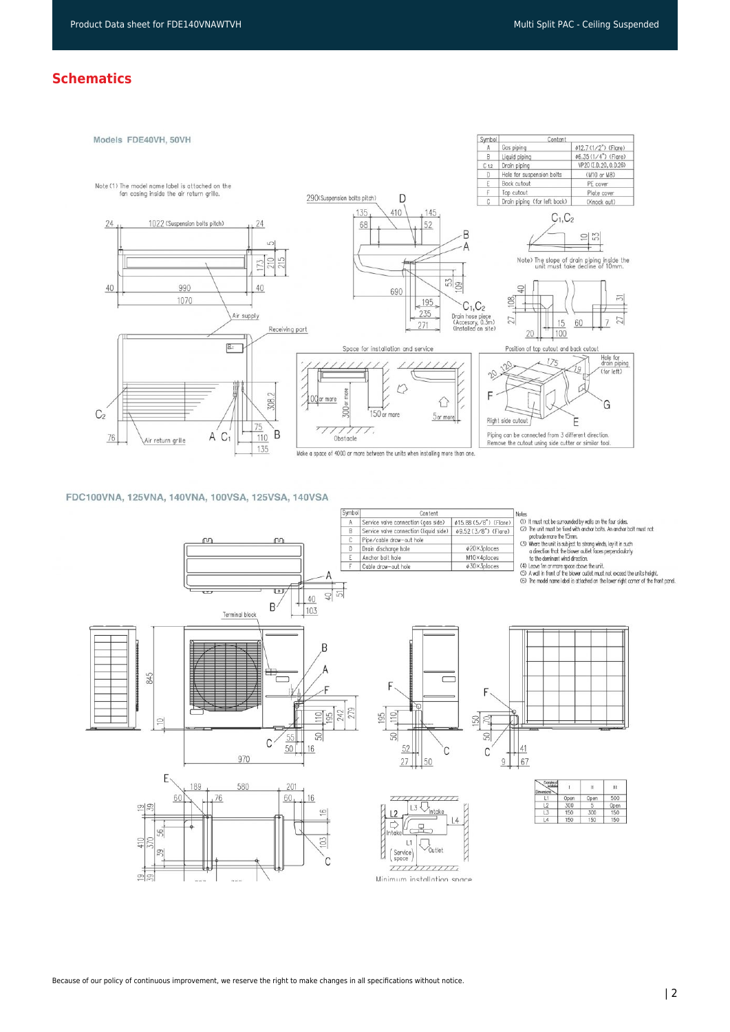## Schematics

Models FDE40VH, 50VH

Note (1) The model name label is attached on the fan casing inside the air return grille.

| Symbol | Content | |
|---|---|---|
| A | Gas piping | ø12.7 (1/2") (Flare) |
| B | Liquid piping | ø6.35 (1/4") (Flare) |
| C 1,2 | Drain piping | VP20 (I.D.20, O.D.26) |
| D | Hole for suspension bolts | (M10 or M8) |
| E | Back cutout | PE cover |
| F | Top cutout | Plate cover |
| G | Drain piping (for left back) | (Knock out) |

Note) The slope of drain piping inside the unit must take decline of 10mm.

Space for installation and service

Make a space of 4000 or more between the units when installing more than one.

Position of top cutout and back cutout

Piping can be connected from 3 different direction. Remove the cutout using side cutter or similar tool.

FDC100VNA, 125VNA, 140VNA, 100VSA, 125VSA, 140VSA

| Symbol | Content | |
|---|---|---|
| A | Service valve connection (gas side) | ø15.88 (5/8") (Flare) |
| B | Service valve connection (liquid side) | ø9.52 (3/8") (Flare) |
| C | Pipe/cable draw-out hole | |
| D | Drain discharge hole | ø20×3places |
| E | Anchor bolt hole | M10×4places |
| F | Cable draw-out hole | ø30×3places |

Notes
(1) It must not be surrounded by walls on the four sides.
(2) The unit must be fixed with anchor bolts. An anchor bolt must not protrude more the 15mm.
(3) Where the unit is subject to strong winds, lay it in such a direction that the blower outlet faces perpendicularly to the dominant wind direction.
(4) Leave 1m or more space above the unit.
(5) A wall in front of the blower outlet must not exceed the units height.
(6) The model name label is attached on the lower right corner of the front panel.

Minimum installation space

| Examples of installation / Dimensions | I | II | III |
|---|---|---|---|
| L1 | Open | Open | 500 |
| L2 | 300 | 5 | Open |
| L3 | 150 | 300 | 150 |
| L4 | 150 | 150 | 150 |

Because of our policy of continuous improvement, we reserve the right to make changes in all specifications without notice.